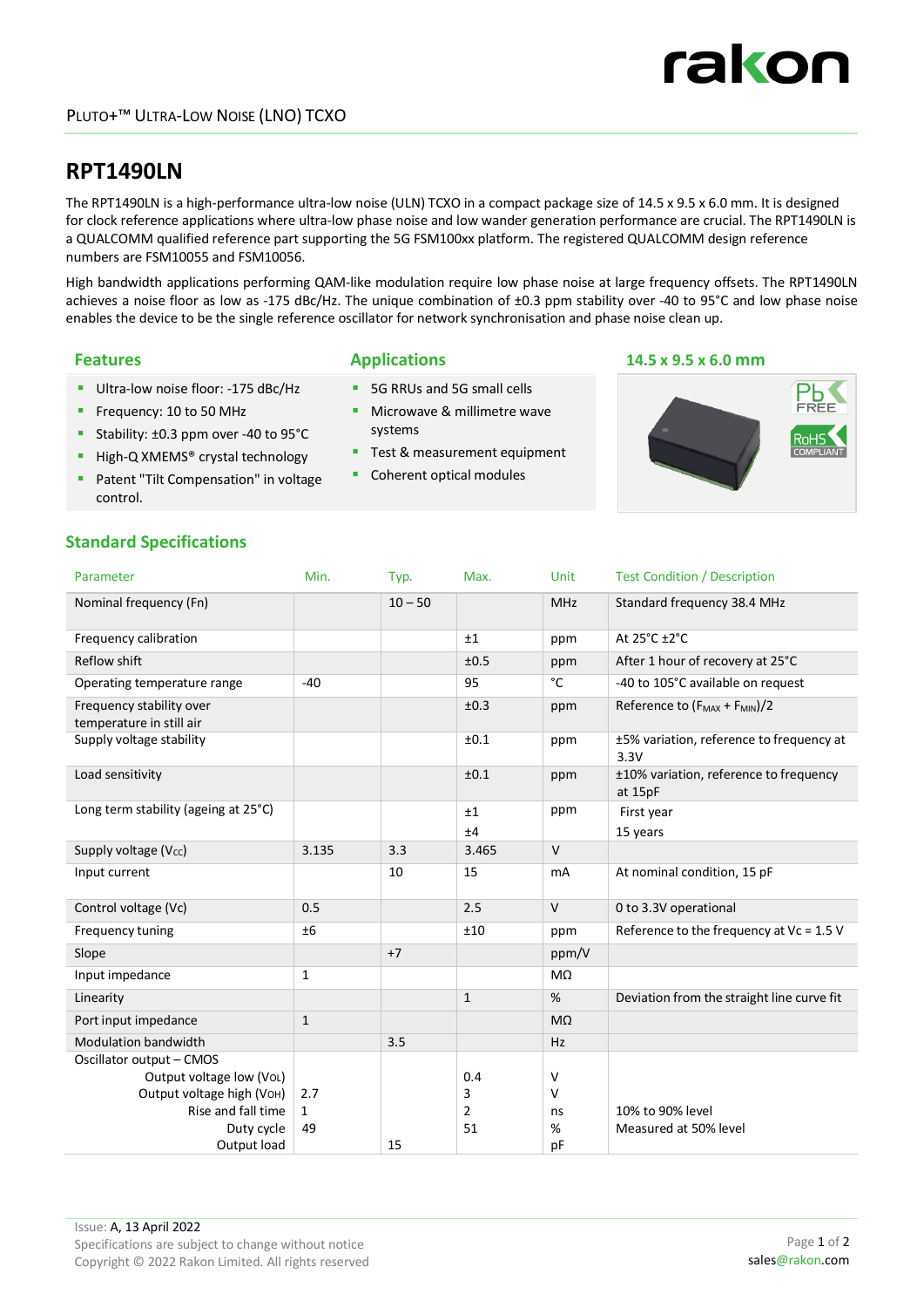PLUTO+™ ULTRA-LOW NOISE (LNO) TCXO

# RPT1490LN

The RPT1490LN is a high-performance ultra-low noise (ULN) TCXO in a compact package size of 14.5 x 9.5 x 6.0 mm. It is designed for clock reference applications where ultra-low phase noise and low wander generation performance are crucial. The RPT1490LN is a QUALCOMM qualified reference part supporting the 5G FSM100xx platform. The registered QUALCOMM design reference numbers are FSM10055 and FSM10056.

High bandwidth applications performing QAM-like modulation require low phase noise at large frequency offsets. The RPT1490LN achieves a noise floor as low as -175 dBc/Hz. The unique combination of ±0.3 ppm stability over -40 to 95°C and low phase noise enables the device to be the single reference oscillator for network synchronisation and phase noise clean up.

## Features

- Ultra-low noise floor: -175 dBc/Hz
- Frequency: 10 to 50 MHz
- Stability: ±0.3 ppm over -40 to 95°C
- High-Q XMEMS® crystal technology
- Patent "Tilt Compensation" in voltage control.

## Applications

- 5G RRUs and 5G small cells
- Microwave & millimetre wave systems
- Test & measurement equipment
- Coherent optical modules

## 14.5 x 9.5 x 6.0 mm

Pb FREE

RoHS COMPLIANT

## Standard Specifications

| Parameter | Min. | Typ. | Max. | Unit | Test Condition / Description |
|---|---|---|---|---|---|
| Nominal frequency (Fn) | | 10 – 50 | | MHz | Standard frequency 38.4 MHz |
| Frequency calibration | | | ±1 | ppm | At 25°C ±2°C |
| Reflow shift | | | ±0.5 | ppm | After 1 hour of recovery at 25°C |
| Operating temperature range | -40 | | 95 | °C | -40 to 105°C available on request |
| Frequency stability over temperature in still air | | | ±0.3 | ppm | Reference to $(F_{MAX} + F_{MIN})/2$ |
| Supply voltage stability | | | ±0.1 | ppm | ±5% variation, reference to frequency at 3.3V |
| Load sensitivity | | | ±0.1 | ppm | ±10% variation, reference to frequency at 15pF |
| Long term stability (ageing at 25°C) | | | ±1<br>±4 | ppm | First year<br>15 years |
| Supply voltage ($V_{CC}$) | 3.135 | 3.3 | 3.465 | V | |
| Input current | | 10 | 15 | mA | At nominal condition, 15 pF |
| Control voltage (Vc) | 0.5 | | 2.5 | V | 0 to 3.3V operational |
| Frequency tuning | ±6 | | ±10 | ppm | Reference to the frequency at Vc = 1.5 V |
| Slope | | +7 | | ppm/V | |
| Input impedance | 1 | | | MΩ | |
| Linearity | | | 1 | % | Deviation from the straight line curve fit |
| Port input impedance | 1 | | | MΩ | |
| Modulation bandwidth | | 3.5 | | Hz | |
| Oscillator output – CMOS | | | | | |
| Output voltage low ($V_{OL}$) | | | 0.4 | V | |
| Output voltage high ($V_{OH}$) | 2.7 | | 3 | V | |
| Rise and fall time | 1 | | 2 | ns | 10% to 90% level |
| Duty cycle | 49 | | 51 | % | Measured at 50% level |
| Output load | | 15 | | pF | |

Issue: A, 13 April 2022
Specifications are subject to change without notice
Copyright © 2022 Rakon Limited. All rights reserved

sales@rakon.com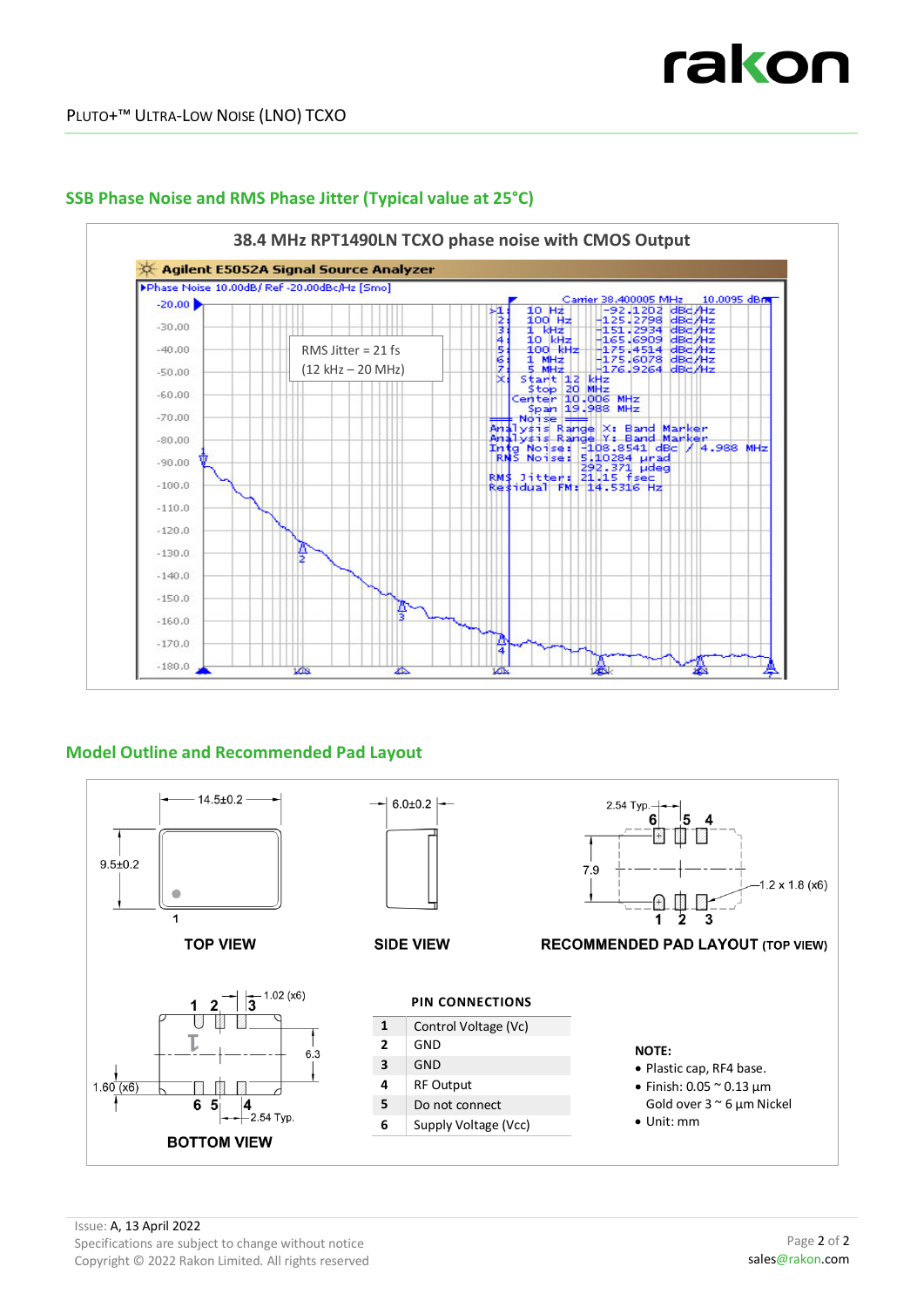## SSB Phase Noise and RMS Phase Jitter (Typical value at 25°C)

38.4 MHz RPT1490LN TCXO phase noise with CMOS Output

Agilent E5052A Signal Source Analyzer

Phase Noise 10.00dB/ Ref -20.00dBc/Hz [Smo]

-20.00
-30.00
-40.00
-50.00
-60.00
-70.00
-80.00
-90.00
-100.0
-110.0
-120.0
-130.0
-140.0
-150.0
-160.0
-170.0
-180.0

RMS Jitter = 21 fs
(12 kHz – 20 MHz)

Carrier 38.400005 MHz 10.0095 dBm

1: 10 Hz -92.1202 dBc/Hz
2: 100 Hz -125.2798 dBc/Hz
3: 1 kHz -151.2934 dBc/Hz
4: 10 kHz -165.6909 dBc/Hz
5: 100 kHz -175.4514 dBc/Hz
6: 1 MHz -175.6078 dBc/Hz
7: 5 MHz -176.9264 dBc/Hz
X: Start 12 kHz
Stop 20 MHz
Center 10.006 MHz
Span 19.988 MHz
=== Noise ===
Analysis Range X: Band Marker
Analysis Range Y: Band Marker
Intg Noise: -108.8541 dBc / 4.988 MHz
RMS Noise: 5.10284 µrad
292.371 µdeg
RMS Jitter: 21.15 fsec
Residual FM: 14.5316 Hz

## Model Outline and Recommended Pad Layout

14.5±0.2
9.5±0.2
1
TOP VIEW

6.0±0.2
SIDE VIEW

2.54 Typ.
6 5 4
7.9
1.2 x 1.8 (x6)
1 2 3
RECOMMENDED PAD LAYOUT (TOP VIEW)

1 2 3
1.02 (x6)
6.3
1.60 (x6)
6 5 4
2.54 Typ.
BOTTOM VIEW

**PIN CONNECTIONS**

| | |
|---|---|
| 1 | Control Voltage (Vc) |
| 2 | GND |
| 3 | GND |
| 4 | RF Output |
| 5 | Do not connect |
| 6 | Supply Voltage (Vcc) |

**NOTE:**

- Plastic cap, RF4 base.
- Finish: 0.05 ~ 0.13 µm Gold over 3 ~ 6 µm Nickel
- Unit: mm

Issue: A, 13 April 2022
Specifications are subject to change without notice
Copyright © 2022 Rakon Limited. All rights reserved

sales@rakon.com